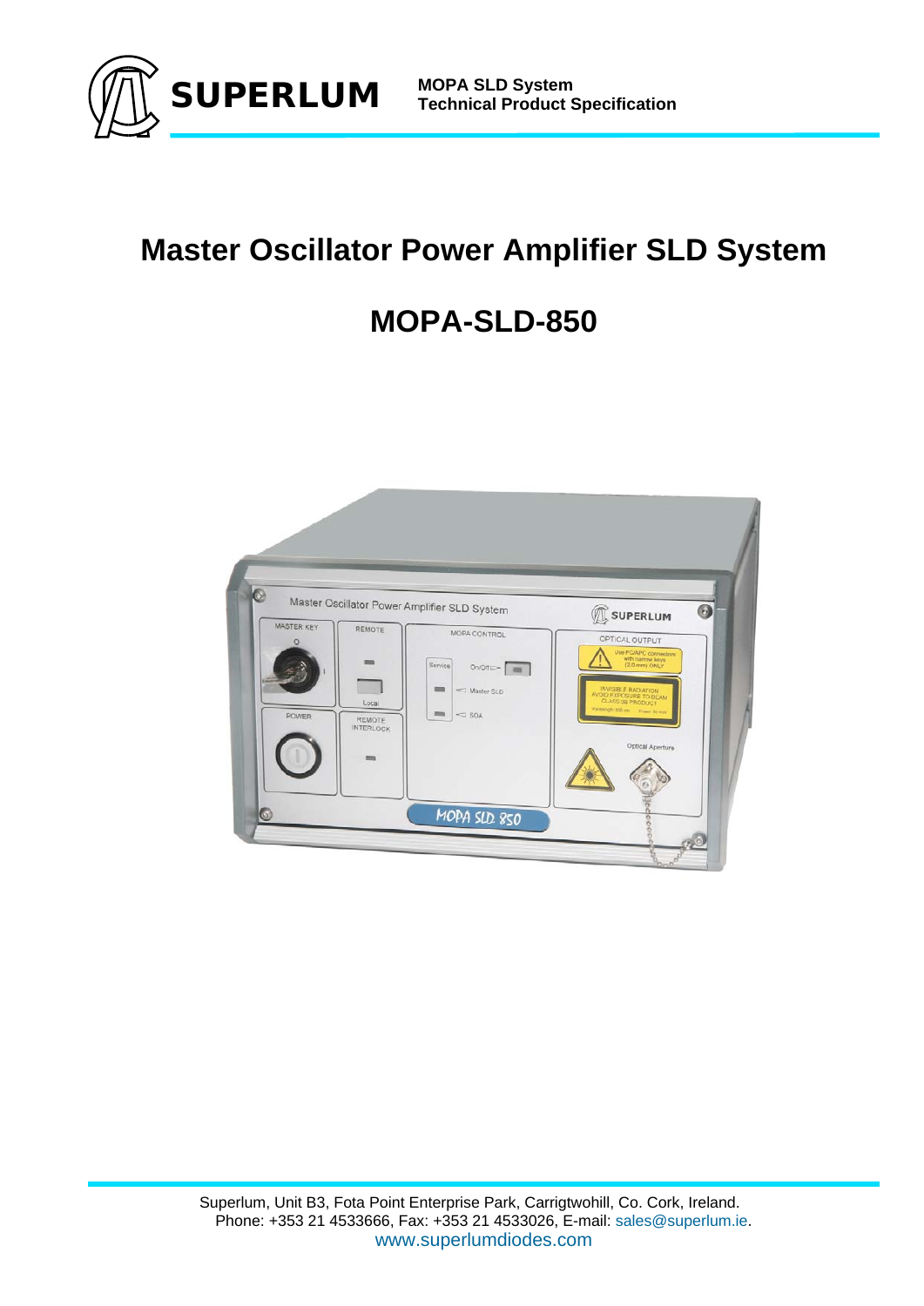# Master Oscillator Power Amplifier SLD System

# MOPA-SLD-850

Superlum, Unit B3, Fota Point Enterprise Park, Carrigtwohill, Co. Cork, Ireland.
Phone: +353 21 4533666, Fax: +353 21 4533026, E-mail: sales@superlum.ie.
www.superlumdiodes.com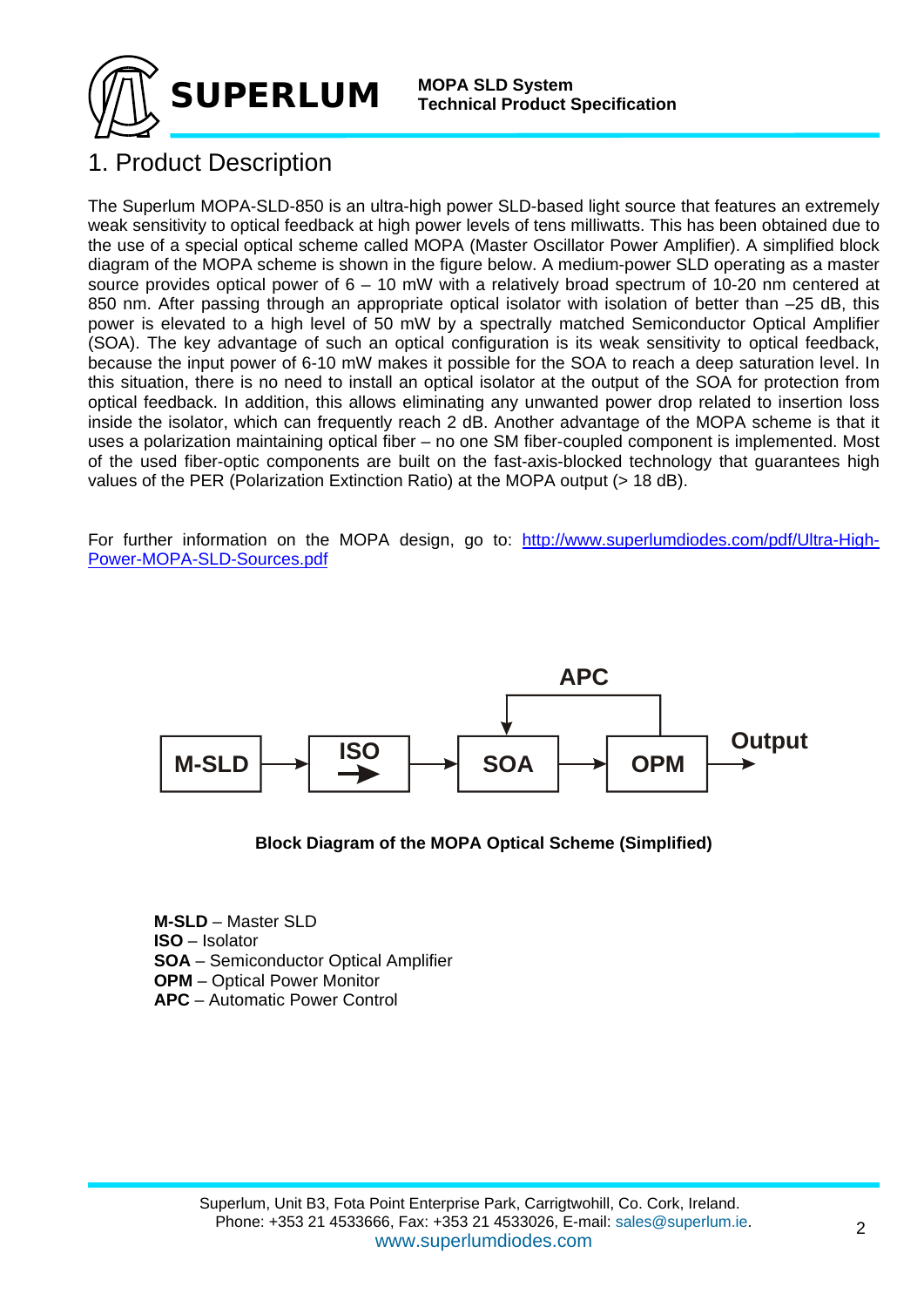# 1. Product Description

The Superlum MOPA-SLD-850 is an ultra-high power SLD-based light source that features an extremely weak sensitivity to optical feedback at high power levels of tens milliwatts. This has been obtained due to the use of a special optical scheme called MOPA (Master Oscillator Power Amplifier). A simplified block diagram of the MOPA scheme is shown in the figure below. A medium-power SLD operating as a master source provides optical power of 6 – 10 mW with a relatively broad spectrum of 10-20 nm centered at 850 nm. After passing through an appropriate optical isolator with isolation of better than –25 dB, this power is elevated to a high level of 50 mW by a spectrally matched Semiconductor Optical Amplifier (SOA). The key advantage of such an optical configuration is its weak sensitivity to optical feedback, because the input power of 6-10 mW makes it possible for the SOA to reach a deep saturation level. In this situation, there is no need to install an optical isolator at the output of the SOA for protection from optical feedback. In addition, this allows eliminating any unwanted power drop related to insertion loss inside the isolator, which can frequently reach 2 dB. Another advantage of the MOPA scheme is that it uses a polarization maintaining optical fiber – no one SM fiber-coupled component is implemented. Most of the used fiber-optic components are built on the fast-axis-blocked technology that guarantees high values of the PER (Polarization Extinction Ratio) at the MOPA output (> 18 dB).

For further information on the MOPA design, go to: [http://www.superlumdiodes.com/pdf/Ultra-High-Power-MOPA-SLD-Sources.pdf](http://www.superlumdiodes.com/pdf/Ultra-High-Power-MOPA-SLD-Sources.pdf)

```
                                  APC
                         ┌─────────────────┐
                         ▼                 │
┌───────┐    ┌───────┐    ┌───────┐    ┌───────┐   Output
│ M-SLD │───►│  ISO  │───►│  SOA  │───►│  OPM  │───►
└───────┘    └───────┘    └───────┘    └───────┘
```

**Block Diagram of the MOPA Optical Scheme (Simplified)**

**M-SLD** – Master SLD
**ISO** – Isolator
**SOA** – Semiconductor Optical Amplifier
**OPM** – Optical Power Monitor
**APC** – Automatic Power Control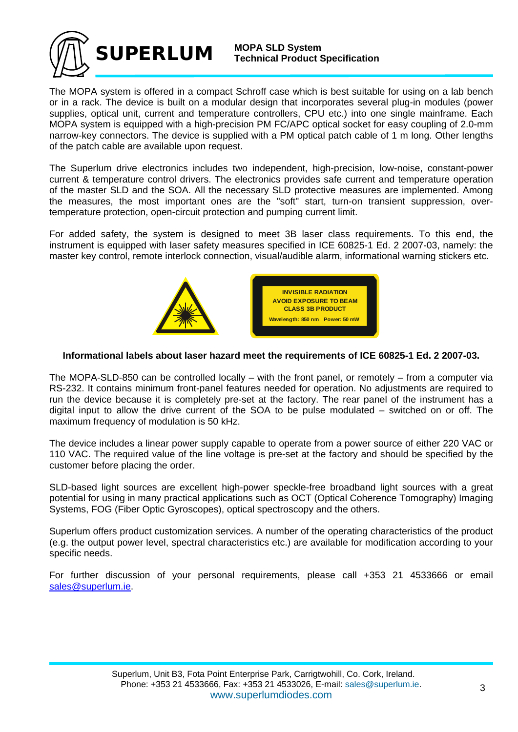The MOPA system is offered in a compact Schroff case which is best suitable for using on a lab bench or in a rack. The device is built on a modular design that incorporates several plug-in modules (power supplies, optical unit, current and temperature controllers, CPU etc.) into one single mainframe. Each MOPA system is equipped with a high-precision PM FC/APC optical socket for easy coupling of 2.0-mm narrow-key connectors. The device is supplied with a PM optical patch cable of 1 m long. Other lengths of the patch cable are available upon request.

The Superlum drive electronics includes two independent, high-precision, low-noise, constant-power current & temperature control drivers. The electronics provides safe current and temperature operation of the master SLD and the SOA. All the necessary SLD protective measures are implemented. Among the measures, the most important ones are the "soft" start, turn-on transient suppression, over-temperature protection, open-circuit protection and pumping current limit.

For added safety, the system is designed to meet 3B laser class requirements. To this end, the instrument is equipped with laser safety measures specified in ICE 60825-1 Ed. 2 2007-03, namely: the master key control, remote interlock connection, visual/audible alarm, informational warning stickers etc.

INVISIBLE RADIATION
AVOID EXPOSURE TO BEAM
CLASS 3B PRODUCT
Wavelength: 850 nm Power: 50 mW

**Informational labels about laser hazard meet the requirements of ICE 60825-1 Ed. 2 2007-03.**

The MOPA-SLD-850 can be controlled locally – with the front panel, or remotely – from a computer via RS-232. It contains minimum front-panel features needed for operation. No adjustments are required to run the device because it is completely pre-set at the factory. The rear panel of the instrument has a digital input to allow the drive current of the SOA to be pulse modulated – switched on or off. The maximum frequency of modulation is 50 kHz.

The device includes a linear power supply capable to operate from a power source of either 220 VAC or 110 VAC. The required value of the line voltage is pre-set at the factory and should be specified by the customer before placing the order.

SLD-based light sources are excellent high-power speckle-free broadband light sources with a great potential for using in many practical applications such as OCT (Optical Coherence Tomography) Imaging Systems, FOG (Fiber Optic Gyroscopes), optical spectroscopy and the others.

Superlum offers product customization services. A number of the operating characteristics of the product (e.g. the output power level, spectral characteristics etc.) are available for modification according to your specific needs.

For further discussion of your personal requirements, please call +353 21 4533666 or email sales@superlum.ie.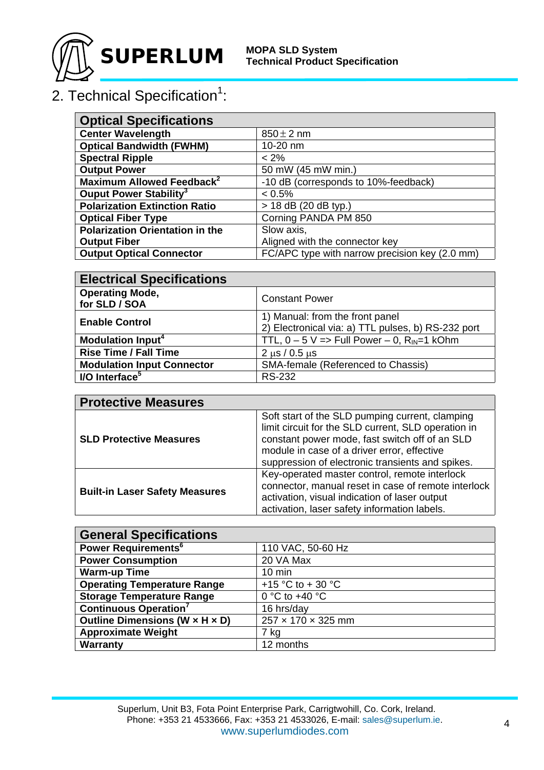## 2. Technical Specification[1]:

| Optical Specifications | |
|---|---|
| **Center Wavelength** | 850 ± 2 nm |
| **Optical Bandwidth (FWHM)** | 10-20 nm |
| **Spectral Ripple** | < 2% |
| **Output Power** | 50 mW (45 mW min.) |
| **Maximum Allowed Feedback[2]** | -10 dB (corresponds to 10%-feedback) |
| **Ouput Power Stability[3]** | < 0.5% |
| **Polarization Extinction Ratio** | > 18 dB (20 dB typ.) |
| **Optical Fiber Type** | Corning PANDA PM 850 |
| **Polarization Orientation in the Output Fiber** | Slow axis, Aligned with the connector key |
| **Output Optical Connector** | FC/APC type with narrow precision key (2.0 mm) |

| Electrical Specifications | |
|---|---|
| **Operating Mode, for SLD / SOA** | Constant Power |
| **Enable Control** | 1) Manual: from the front panel<br>2) Electronical via: a) TTL pulses, b) RS-232 port |
| **Modulation Input[4]** | TTL, 0 – 5 V => Full Power – 0, $R_{IN}$=1 kOhm |
| **Rise Time / Fall Time** | 2 µs / 0.5 µs |
| **Modulation Input Connector** | SMA-female (Referenced to Chassis) |
| **I/O Interface[5]** | RS-232 |

| Protective Measures | |
|---|---|
| **SLD Protective Measures** | Soft start of the SLD pumping current, clamping limit circuit for the SLD current, SLD operation in constant power mode, fast switch off of an SLD module in case of a driver error, effective suppression of electronic transients and spikes. |
| **Built-in Laser Safety Measures** | Key-operated master control, remote interlock connector, manual reset in case of remote interlock activation, visual indication of laser output activation, laser safety information labels. |

| General Specifications | |
|---|---|
| **Power Requirements[6]** | 110 VAC, 50-60 Hz |
| **Power Consumption** | 20 VA Max |
| **Warm-up Time** | 10 min |
| **Operating Temperature Range** | +15 °C to + 30 °C |
| **Storage Temperature Range** | 0 °C to +40 °C |
| **Continuous Operation[7]** | 16 hrs/day |
| **Outline Dimensions (W × H × D)** | 257 × 170 × 325 mm |
| **Approximate Weight** | 7 kg |
| **Warranty** | 12 months |

Superlum, Unit B3, Fota Point Enterprise Park, Carrigtwohill, Co. Cork, Ireland.
Phone: +353 21 4533666, Fax: +353 21 4533026, E-mail: sales@superlum.ie.
www.superlumdiodes.com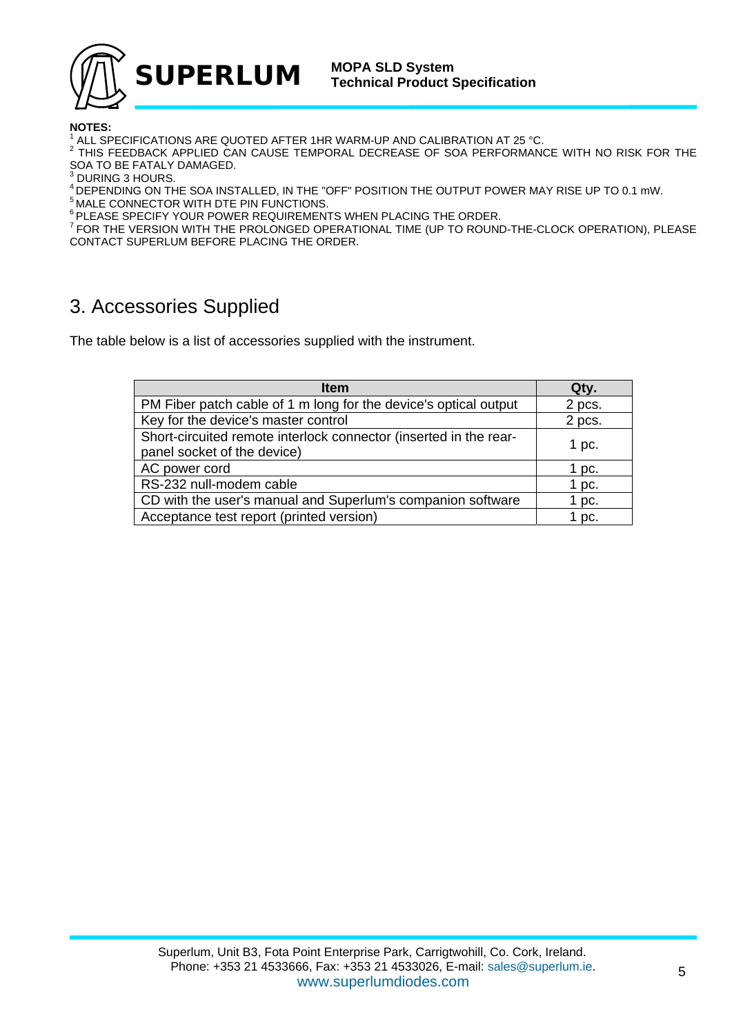**NOTES:**

[1] ALL SPECIFICATIONS ARE QUOTED AFTER 1HR WARM-UP AND CALIBRATION AT 25 °C.
[2] THIS FEEDBACK APPLIED CAN CAUSE TEMPORAL DECREASE OF SOA PERFORMANCE WITH NO RISK FOR THE SOA TO BE FATALY DAMAGED.
[3] DURING 3 HOURS.
[4] DEPENDING ON THE SOA INSTALLED, IN THE "OFF" POSITION THE OUTPUT POWER MAY RISE UP TO 0.1 mW.
[5] MALE CONNECTOR WITH DTE PIN FUNCTIONS.
[6] PLEASE SPECIFY YOUR POWER REQUIREMENTS WHEN PLACING THE ORDER.
[7] FOR THE VERSION WITH THE PROLONGED OPERATIONAL TIME (UP TO ROUND-THE-CLOCK OPERATION), PLEASE CONTACT SUPERLUM BEFORE PLACING THE ORDER.

# 3. Accessories Supplied

The table below is a list of accessories supplied with the instrument.

| Item | Qty. |
|---|---|
| PM Fiber patch cable of 1 m long for the device's optical output | 2 pcs. |
| Key for the device's master control | 2 pcs. |
| Short-circuited remote interlock connector (inserted in the rear-panel socket of the device) | 1 pc. |
| AC power cord | 1 pc. |
| RS-232 null-modem cable | 1 pc. |
| CD with the user's manual and Superlum's companion software | 1 pc. |
| Acceptance test report (printed version) | 1 pc. |

Superlum, Unit B3, Fota Point Enterprise Park, Carrigtwohill, Co. Cork, Ireland.
Phone: +353 21 4533666, Fax: +353 21 4533026, E-mail: sales@superlum.ie.
www.superlumdiodes.com